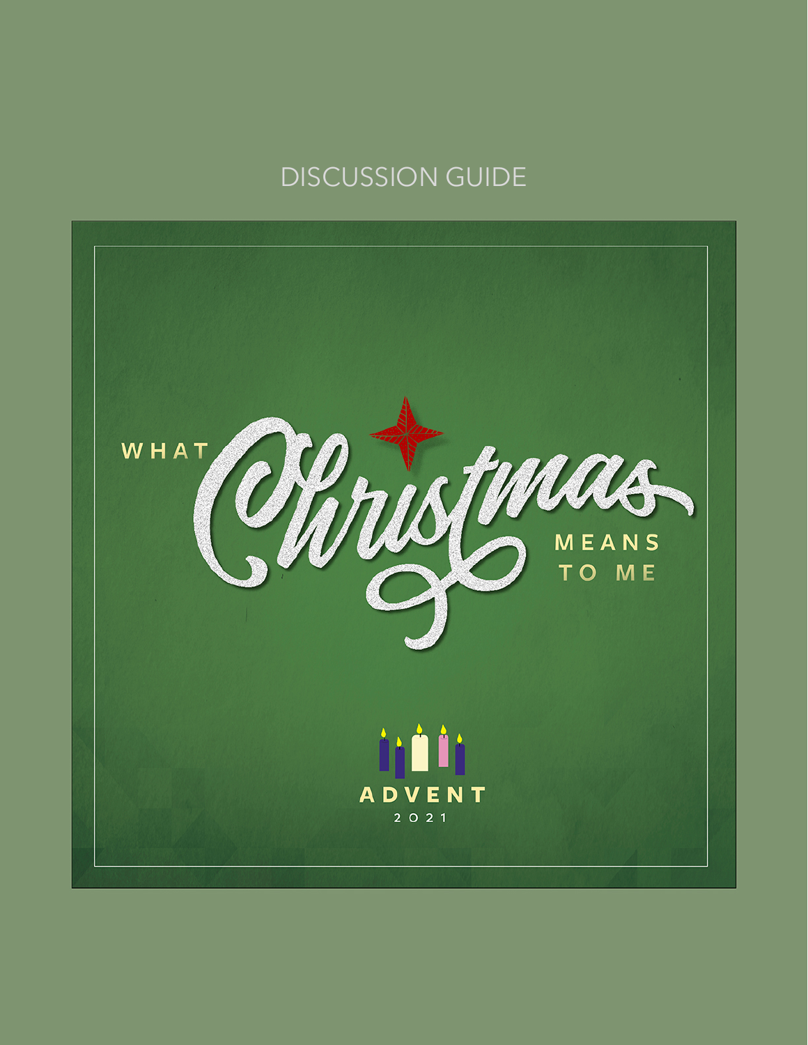DISCUSSION GUIDE

# WHAT Christmas MEANS TO ME

ADVENT

2021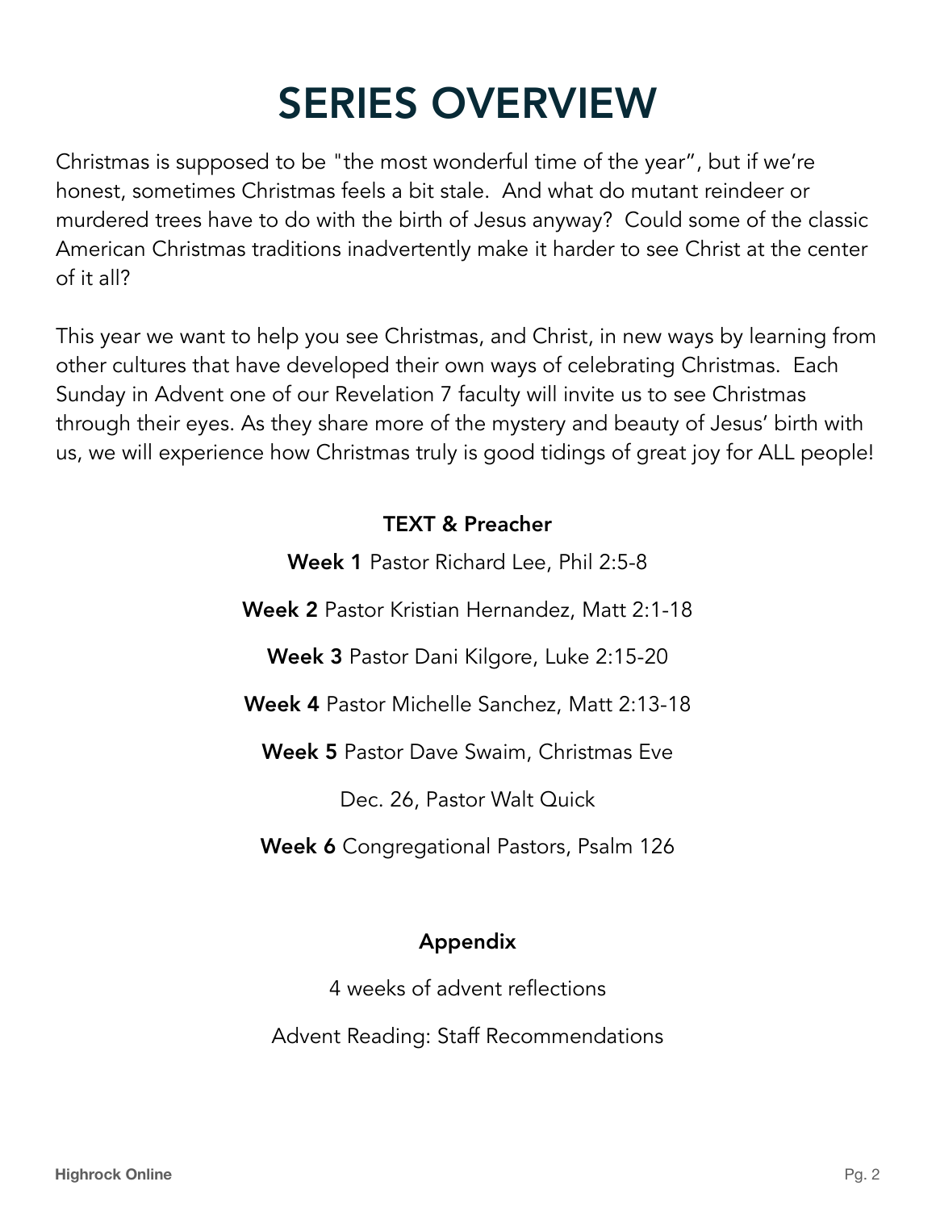# SERIES OVERVIEW

Christmas is supposed to be "the most wonderful time of the year", but if we're honest, sometimes Christmas feels a bit stale. And what do mutant reindeer or murdered trees have to do with the birth of Jesus anyway? Could some of the classic American Christmas traditions inadvertently make it harder to see Christ at the center of it all?

This year we want to help you see Christmas, and Christ, in new ways by learning from other cultures that have developed their own ways of celebrating Christmas. Each Sunday in Advent one of our Revelation 7 faculty will invite us to see Christmas through their eyes. As they share more of the mystery and beauty of Jesus' birth with us, we will experience how Christmas truly is good tidings of great joy for ALL people!

**TEXT & Preacher**

**Week 1** Pastor Richard Lee, Phil 2:5-8

**Week 2** Pastor Kristian Hernandez, Matt 2:1-18

**Week 3** Pastor Dani Kilgore, Luke 2:15-20

**Week 4** Pastor Michelle Sanchez, Matt 2:13-18

**Week 5** Pastor Dave Swaim, Christmas Eve

Dec. 26, Pastor Walt Quick

**Week 6** Congregational Pastors, Psalm 126

**Appendix**

4 weeks of advent reflections

Advent Reading: Staff Recommendations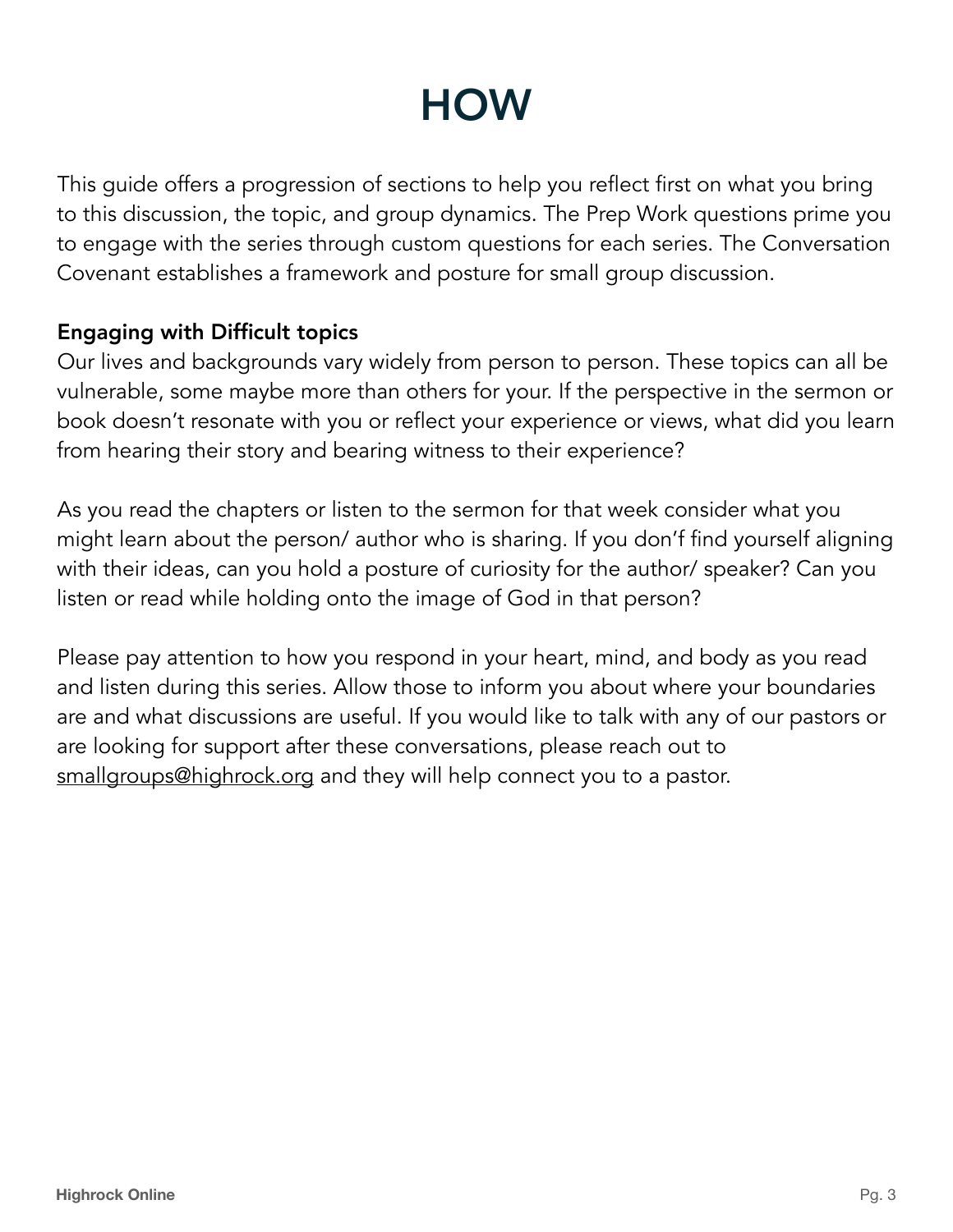# HOW

This guide offers a progression of sections to help you reflect first on what you bring to this discussion, the topic, and group dynamics. The Prep Work questions prime you to engage with the series through custom questions for each series. The Conversation Covenant establishes a framework and posture for small group discussion.

**Engaging with Difficult topics**

Our lives and backgrounds vary widely from person to person. These topics can all be vulnerable, some maybe more than others for your. If the perspective in the sermon or book doesn't resonate with you or reflect your experience or views, what did you learn from hearing their story and bearing witness to their experience?

As you read the chapters or listen to the sermon for that week consider what you might learn about the person/ author who is sharing. If you don't find yourself aligning with their ideas, can you hold a posture of curiosity for the author/ speaker? Can you listen or read while holding onto the image of God in that person?

Please pay attention to how you respond in your heart, mind, and body as you read and listen during this series. Allow those to inform you about where your boundaries are and what discussions are useful. If you would like to talk with any of our pastors or are looking for support after these conversations, please reach out to smallgroups@highrock.org and they will help connect you to a pastor.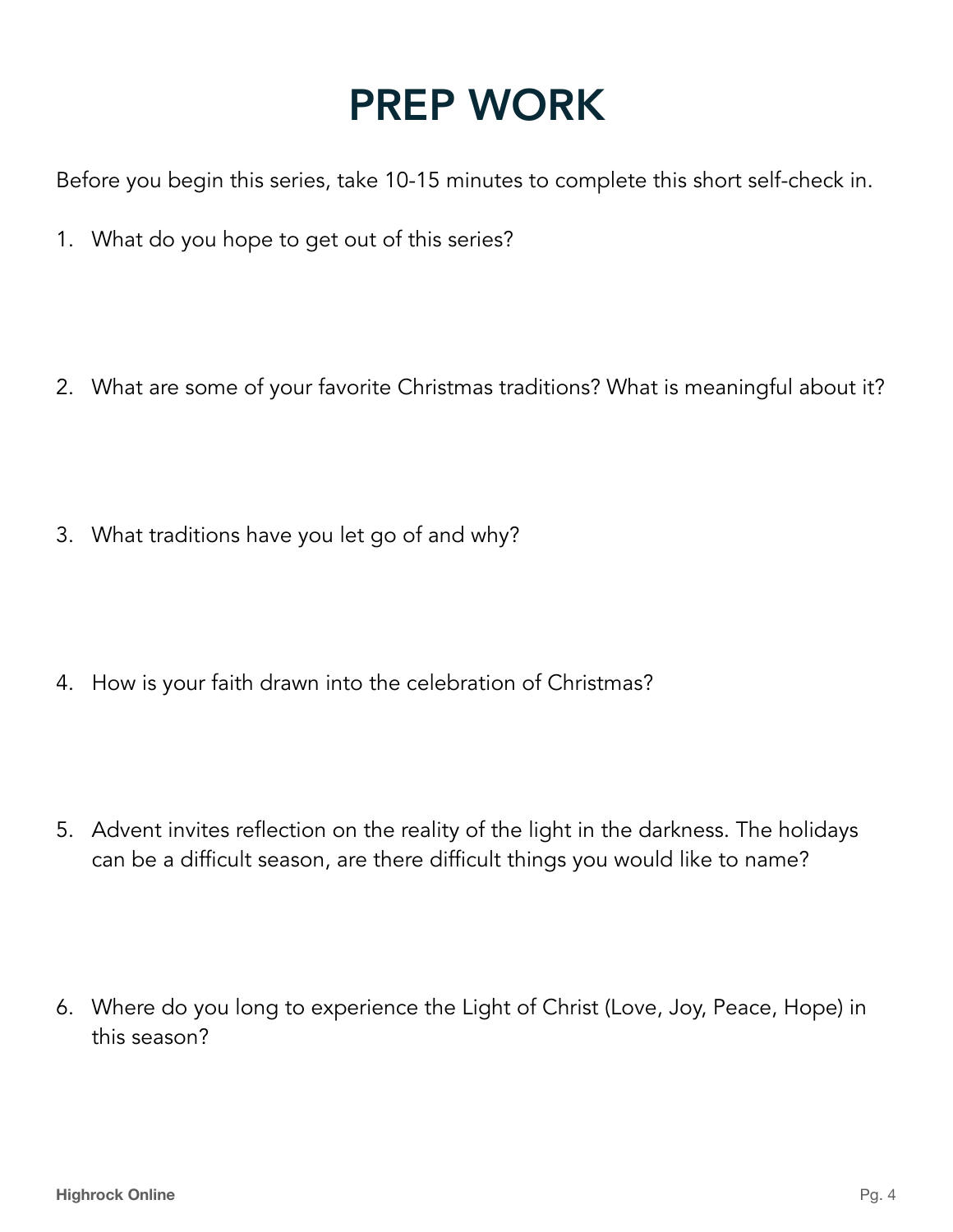# PREP WORK

Before you begin this series, take 10-15 minutes to complete this short self-check in.

1. What do you hope to get out of this series?

2. What are some of your favorite Christmas traditions? What is meaningful about it?

3. What traditions have you let go of and why?

4. How is your faith drawn into the celebration of Christmas?

5. Advent invites reflection on the reality of the light in the darkness. The holidays can be a difficult season, are there difficult things you would like to name?

6. Where do you long to experience the Light of Christ (Love, Joy, Peace, Hope) in this season?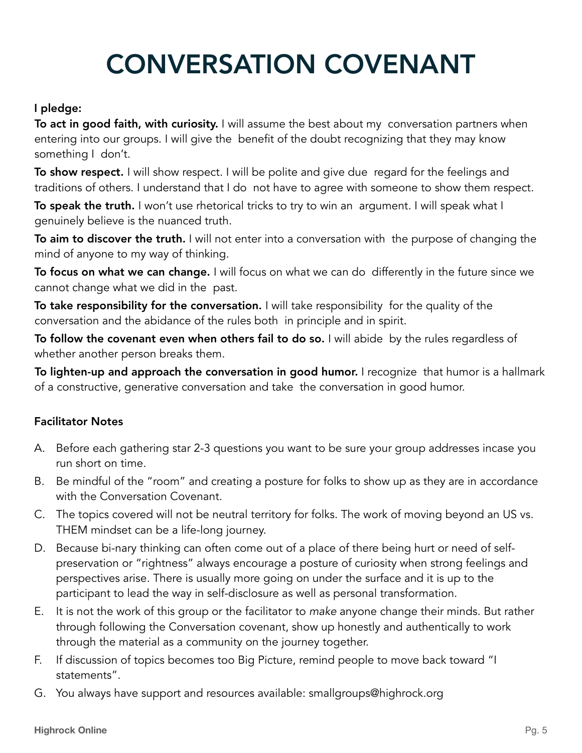# CONVERSATION COVENANT

**I pledge:**

**To act in good faith, with curiosity.** I will assume the best about my conversation partners when entering into our groups. I will give the benefit of the doubt recognizing that they may know something I don't.

**To show respect.** I will show respect. I will be polite and give due regard for the feelings and traditions of others. I understand that I do not have to agree with someone to show them respect.

**To speak the truth.** I won't use rhetorical tricks to try to win an argument. I will speak what I genuinely believe is the nuanced truth.

**To aim to discover the truth.** I will not enter into a conversation with the purpose of changing the mind of anyone to my way of thinking.

**To focus on what we can change.** I will focus on what we can do differently in the future since we cannot change what we did in the past.

**To take responsibility for the conversation.** I will take responsibility for the quality of the conversation and the abidance of the rules both in principle and in spirit.

**To follow the covenant even when others fail to do so.** I will abide by the rules regardless of whether another person breaks them.

**To lighten-up and approach the conversation in good humor.** I recognize that humor is a hallmark of a constructive, generative conversation and take the conversation in good humor.

**Facilitator Notes**

A. Before each gathering star 2-3 questions you want to be sure your group addresses incase you run short on time.

B. Be mindful of the "room" and creating a posture for folks to show up as they are in accordance with the Conversation Covenant.

C. The topics covered will not be neutral territory for folks. The work of moving beyond an US vs. THEM mindset can be a life-long journey.

D. Because bi-nary thinking can often come out of a place of there being hurt or need of self-preservation or "rightness" always encourage a posture of curiosity when strong feelings and perspectives arise. There is usually more going on under the surface and it is up to the participant to lead the way in self-disclosure as well as personal transformation.

E. It is not the work of this group or the facilitator to *make* anyone change their minds. But rather through following the Conversation covenant, show up honestly and authentically to work through the material as a community on the journey together.

F. If discussion of topics becomes too Big Picture, remind people to move back toward "I statements".

G. You always have support and resources available: smallgroups@highrock.org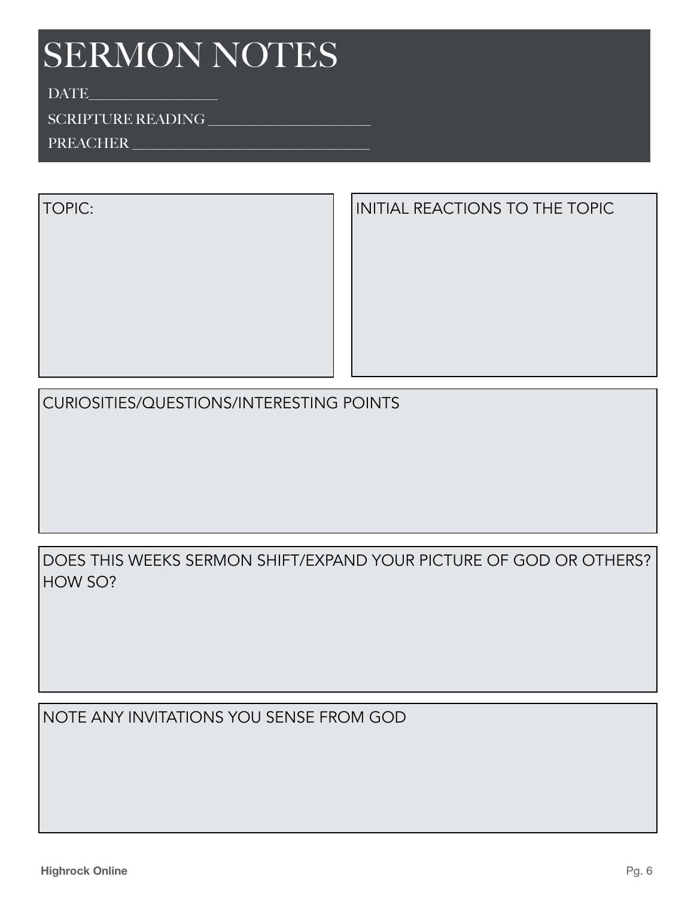# SERMON NOTES

DATE___________________

SCRIPTURE READING ________________________

PREACHER ___________________________________

TOPIC:

INITIAL REACTIONS TO THE TOPIC

CURIOSITIES/QUESTIONS/INTERESTING POINTS

DOES THIS WEEKS SERMON SHIFT/EXPAND YOUR PICTURE OF GOD OR OTHERS? HOW SO?

NOTE ANY INVITATIONS YOU SENSE FROM GOD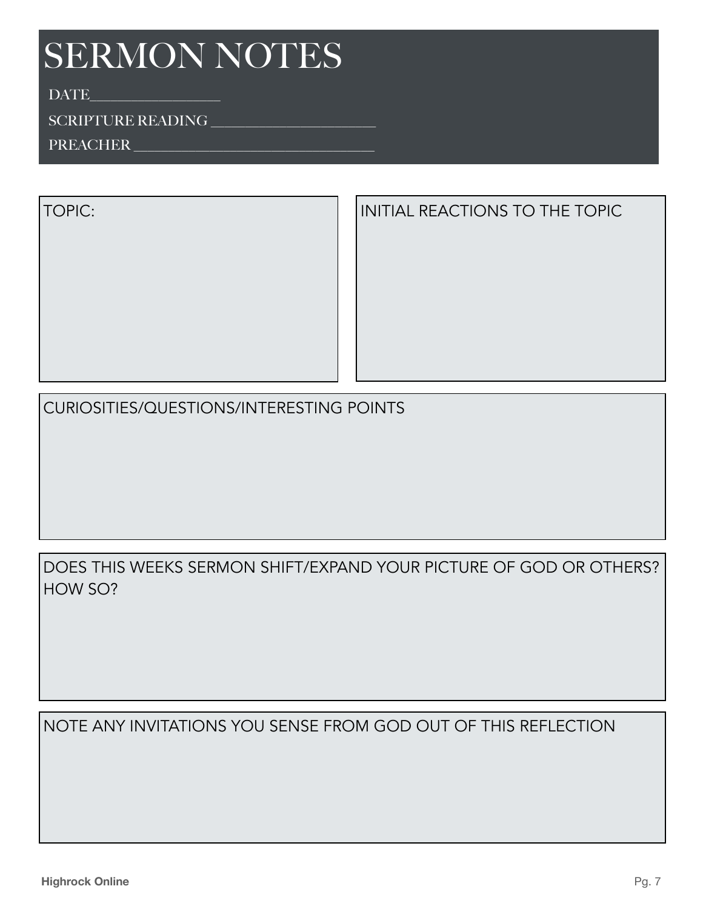# SERMON NOTES

DATE__________________

SCRIPTURE READING ______________________

PREACHER ________________________________

TOPIC:

INITIAL REACTIONS TO THE TOPIC

CURIOSITIES/QUESTIONS/INTERESTING POINTS

DOES THIS WEEKS SERMON SHIFT/EXPAND YOUR PICTURE OF GOD OR OTHERS? HOW SO?

NOTE ANY INVITATIONS YOU SENSE FROM GOD OUT OF THIS REFLECTION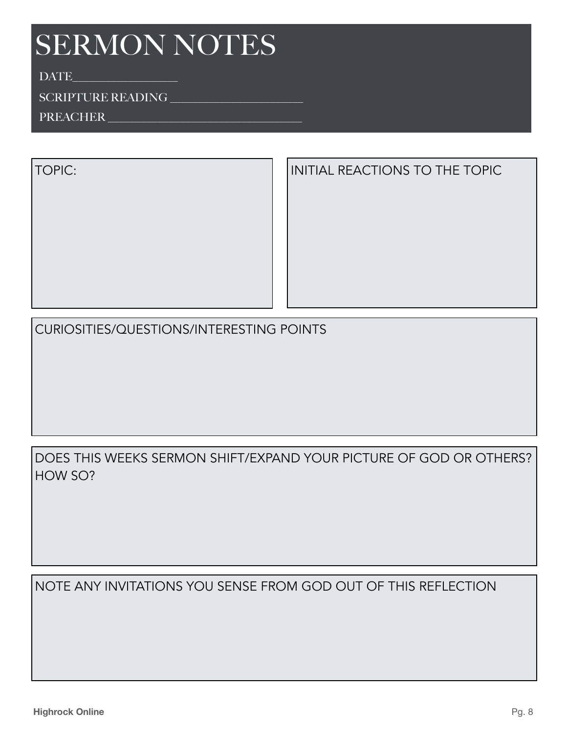# SERMON NOTES

DATE__________________

SCRIPTURE READING _______________________

PREACHER _________________________________

TOPIC:

INITIAL REACTIONS TO THE TOPIC

CURIOSITIES/QUESTIONS/INTERESTING POINTS

DOES THIS WEEKS SERMON SHIFT/EXPAND YOUR PICTURE OF GOD OR OTHERS? HOW SO?

NOTE ANY INVITATIONS YOU SENSE FROM GOD OUT OF THIS REFLECTION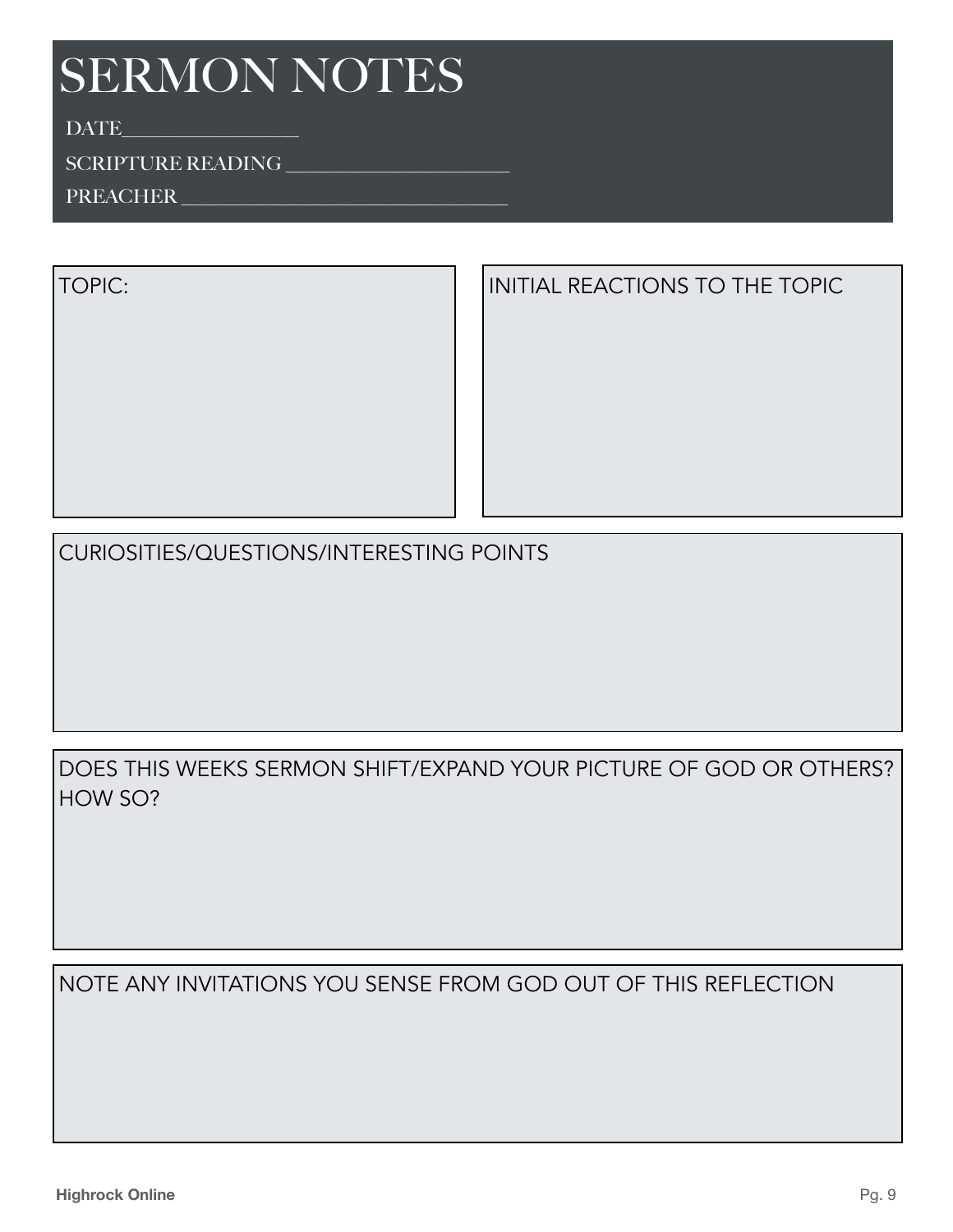# SERMON NOTES

DATE___________________

SCRIPTURE READING _________________________

PREACHER ___________________________________

TOPIC:

INITIAL REACTIONS TO THE TOPIC

CURIOSITIES/QUESTIONS/INTERESTING POINTS

DOES THIS WEEKS SERMON SHIFT/EXPAND YOUR PICTURE OF GOD OR OTHERS? HOW SO?

NOTE ANY INVITATIONS YOU SENSE FROM GOD OUT OF THIS REFLECTION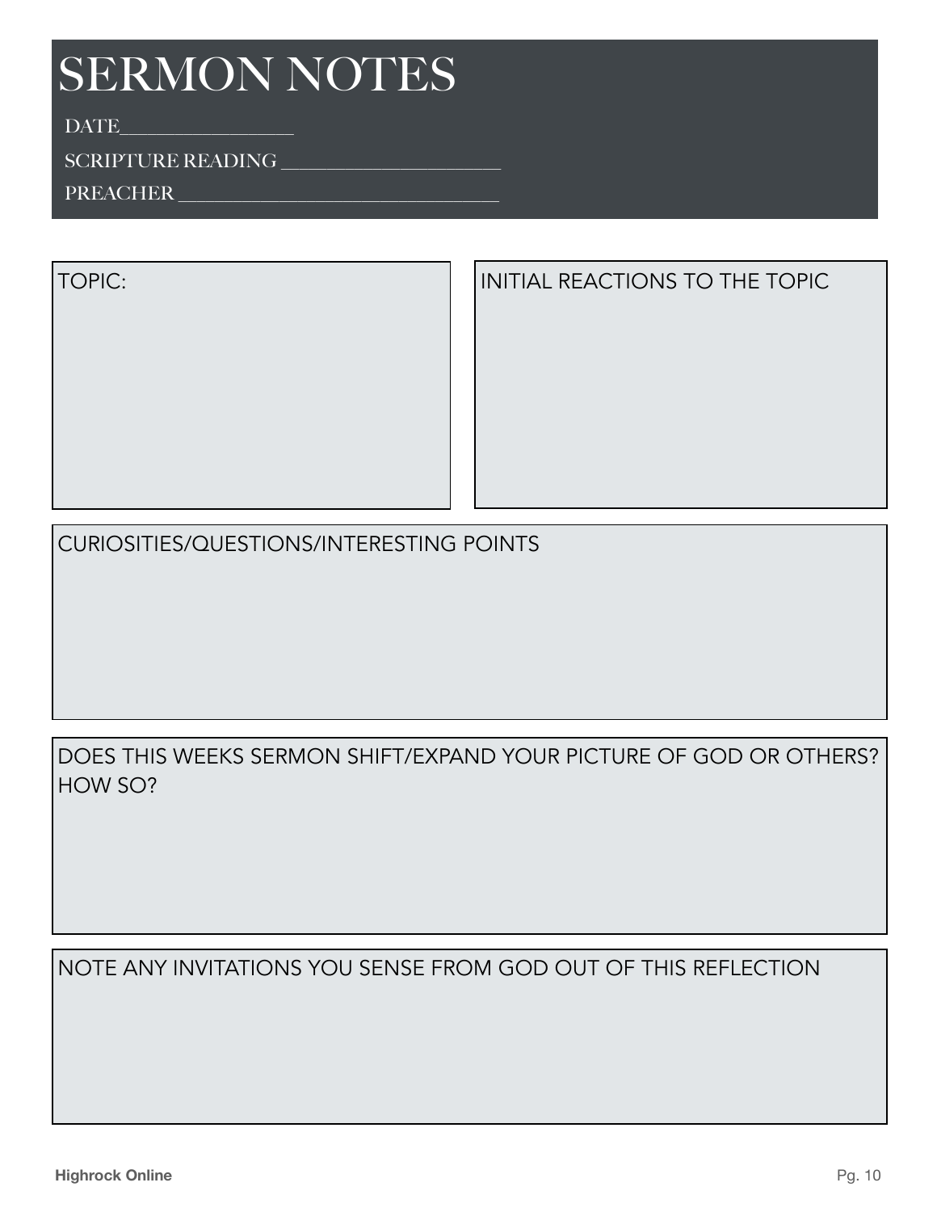# SERMON NOTES

DATE__________________

SCRIPTURE READING ________________________

PREACHER __________________________________

TOPIC:

INITIAL REACTIONS TO THE TOPIC

CURIOSITIES/QUESTIONS/INTERESTING POINTS

DOES THIS WEEKS SERMON SHIFT/EXPAND YOUR PICTURE OF GOD OR OTHERS? HOW SO?

NOTE ANY INVITATIONS YOU SENSE FROM GOD OUT OF THIS REFLECTION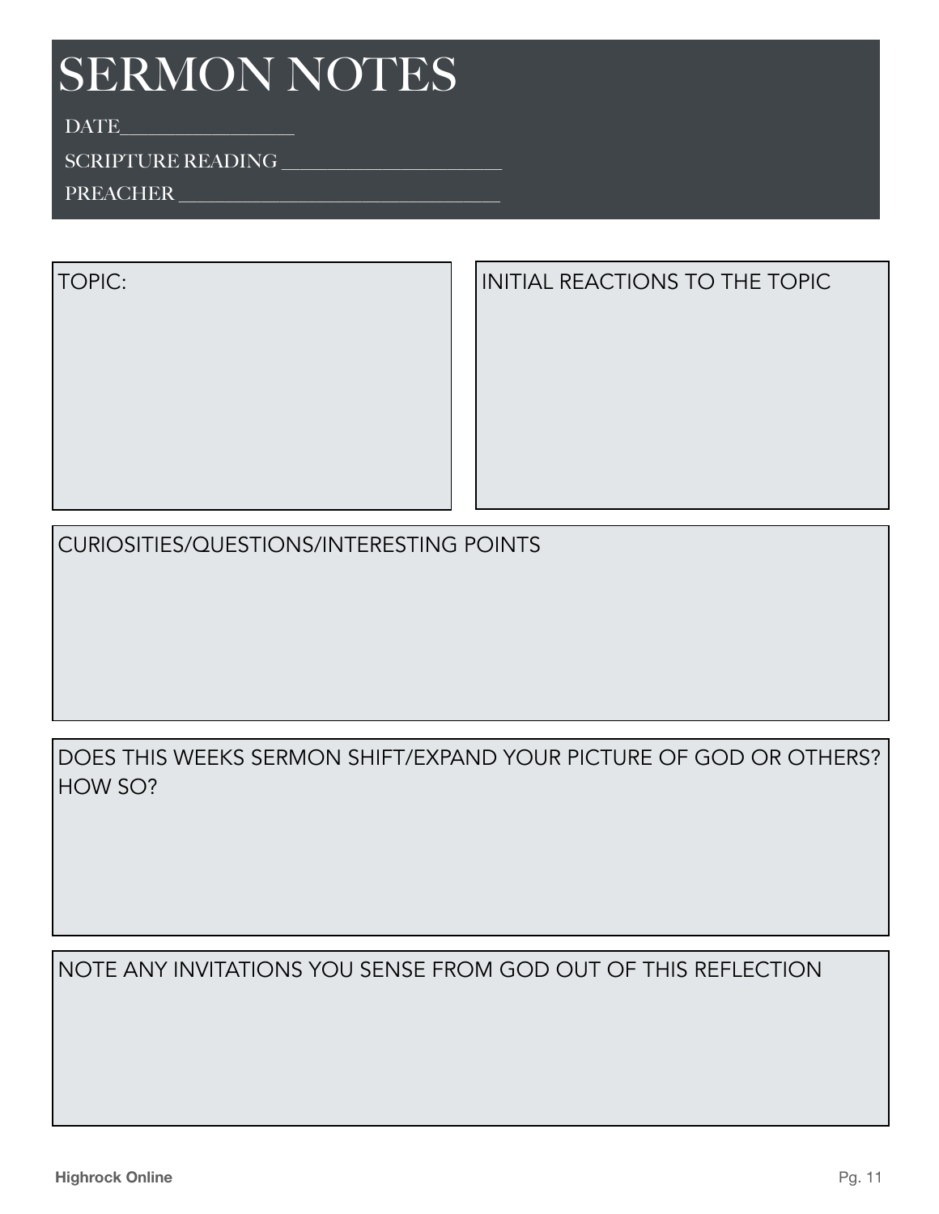# SERMON NOTES

DATE__________________

SCRIPTURE READING _______________________

PREACHER _________________________________

TOPIC:

INITIAL REACTIONS TO THE TOPIC

CURIOSITIES/QUESTIONS/INTERESTING POINTS

DOES THIS WEEKS SERMON SHIFT/EXPAND YOUR PICTURE OF GOD OR OTHERS? HOW SO?

NOTE ANY INVITATIONS YOU SENSE FROM GOD OUT OF THIS REFLECTION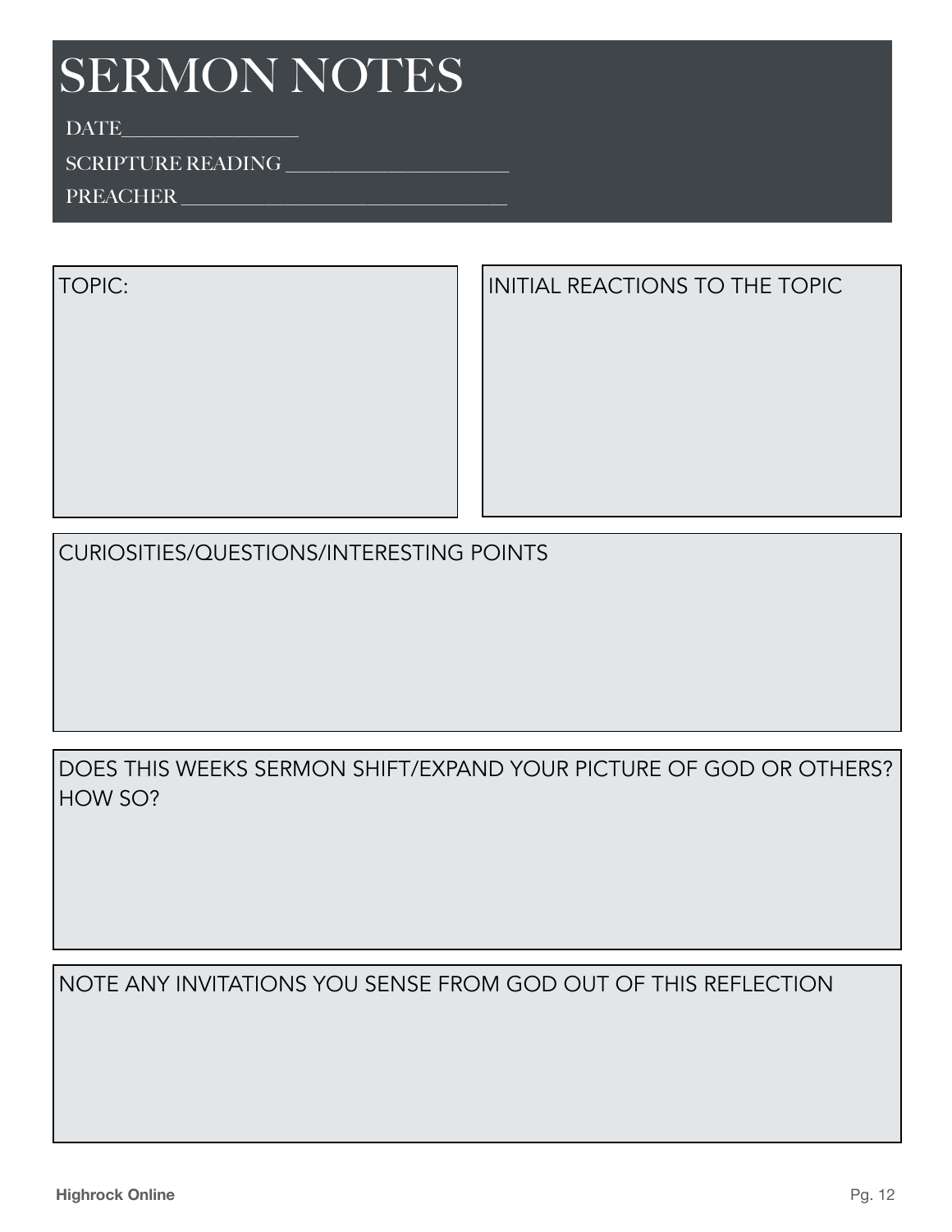# SERMON NOTES

DATE__________________

SCRIPTURE READING ________________________

PREACHER ____________________________________

TOPIC:

INITIAL REACTIONS TO THE TOPIC

CURIOSITIES/QUESTIONS/INTERESTING POINTS

DOES THIS WEEKS SERMON SHIFT/EXPAND YOUR PICTURE OF GOD OR OTHERS? HOW SO?

NOTE ANY INVITATIONS YOU SENSE FROM GOD OUT OF THIS REFLECTION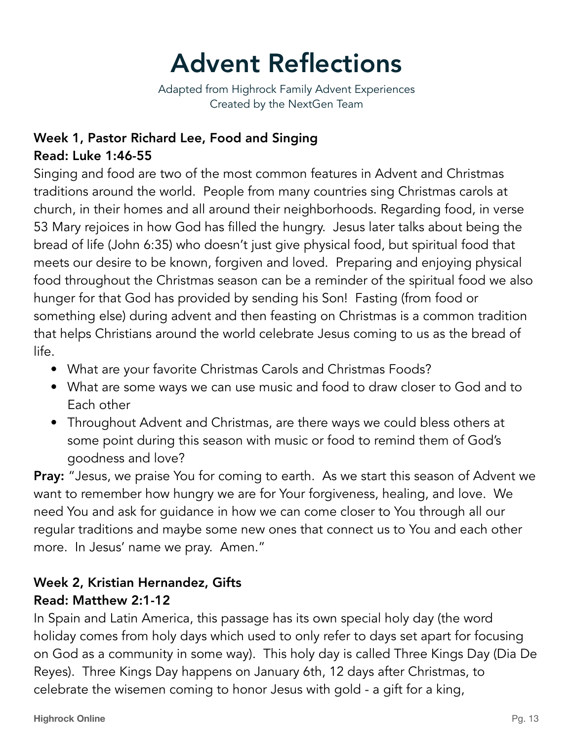# Advent Reflections

Adapted from Highrock Family Advent Experiences
Created by the NextGen Team

**Week 1, Pastor Richard Lee, Food and Singing**
**Read: Luke 1:46-55**

Singing and food are two of the most common features in Advent and Christmas traditions around the world. People from many countries sing Christmas carols at church, in their homes and all around their neighborhoods. Regarding food, in verse 53 Mary rejoices in how God has filled the hungry. Jesus later talks about being the bread of life (John 6:35) who doesn't just give physical food, but spiritual food that meets our desire to be known, forgiven and loved. Preparing and enjoying physical food throughout the Christmas season can be a reminder of the spiritual food we also hunger for that God has provided by sending his Son! Fasting (from food or something else) during advent and then feasting on Christmas is a common tradition that helps Christians around the world celebrate Jesus coming to us as the bread of life.

- What are your favorite Christmas Carols and Christmas Foods?
- What are some ways we can use music and food to draw closer to God and to Each other
- Throughout Advent and Christmas, are there ways we could bless others at some point during this season with music or food to remind them of God's goodness and love?

**Pray:** "Jesus, we praise You for coming to earth. As we start this season of Advent we want to remember how hungry we are for Your forgiveness, healing, and love. We need You and ask for guidance in how we can come closer to You through all our regular traditions and maybe some new ones that connect us to You and each other more. In Jesus' name we pray. Amen."

**Week 2, Kristian Hernandez, Gifts**
**Read: Matthew 2:1-12**

In Spain and Latin America, this passage has its own special holy day (the word holiday comes from holy days which used to only refer to days set apart for focusing on God as a community in some way). This holy day is called Three Kings Day (Dia De Reyes). Three Kings Day happens on January 6th, 12 days after Christmas, to celebrate the wisemen coming to honor Jesus with gold - a gift for a king,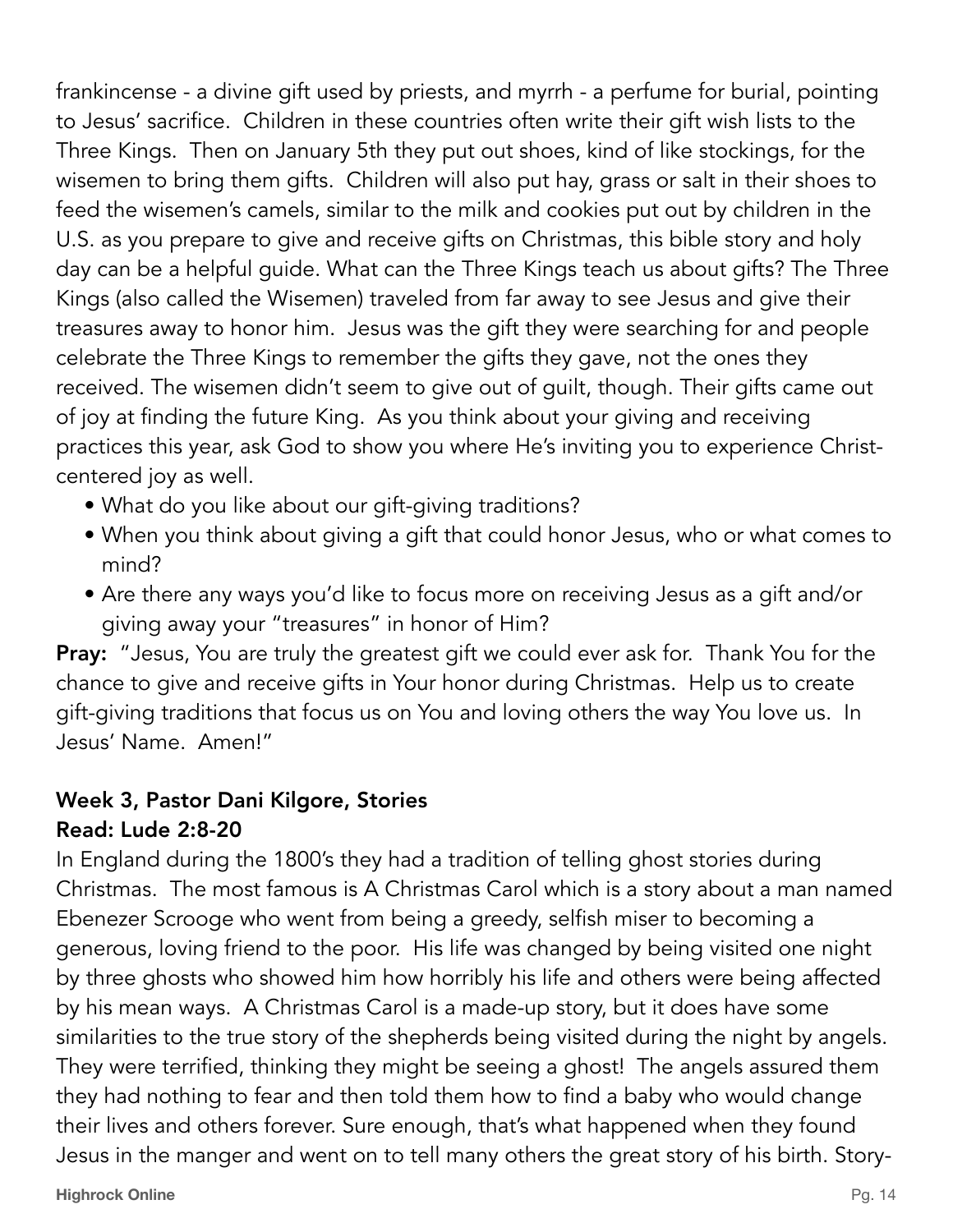frankincense - a divine gift used by priests, and myrrh - a perfume for burial, pointing to Jesus' sacrifice. Children in these countries often write their gift wish lists to the Three Kings. Then on January 5th they put out shoes, kind of like stockings, for the wisemen to bring them gifts. Children will also put hay, grass or salt in their shoes to feed the wisemen's camels, similar to the milk and cookies put out by children in the U.S. as you prepare to give and receive gifts on Christmas, this bible story and holy day can be a helpful guide. What can the Three Kings teach us about gifts? The Three Kings (also called the Wisemen) traveled from far away to see Jesus and give their treasures away to honor him. Jesus was the gift they were searching for and people celebrate the Three Kings to remember the gifts they gave, not the ones they received. The wisemen didn't seem to give out of guilt, though. Their gifts came out of joy at finding the future King. As you think about your giving and receiving practices this year, ask God to show you where He's inviting you to experience Christ-centered joy as well.

- What do you like about our gift-giving traditions?
- When you think about giving a gift that could honor Jesus, who or what comes to mind?
- Are there any ways you'd like to focus more on receiving Jesus as a gift and/or giving away your "treasures" in honor of Him?

**Pray:** "Jesus, You are truly the greatest gift we could ever ask for. Thank You for the chance to give and receive gifts in Your honor during Christmas. Help us to create gift-giving traditions that focus us on You and loving others the way You love us. In Jesus' Name. Amen!"

### Week 3, Pastor Dani Kilgore, Stories

**Read: Lude 2:8-20**

In England during the 1800's they had a tradition of telling ghost stories during Christmas. The most famous is A Christmas Carol which is a story about a man named Ebenezer Scrooge who went from being a greedy, selfish miser to becoming a generous, loving friend to the poor. His life was changed by being visited one night by three ghosts who showed him how horribly his life and others were being affected by his mean ways. A Christmas Carol is a made-up story, but it does have some similarities to the true story of the shepherds being visited during the night by angels. They were terrified, thinking they might be seeing a ghost! The angels assured them they had nothing to fear and then told them how to find a baby who would change their lives and others forever. Sure enough, that's what happened when they found Jesus in the manger and went on to tell many others the great story of his birth. Story-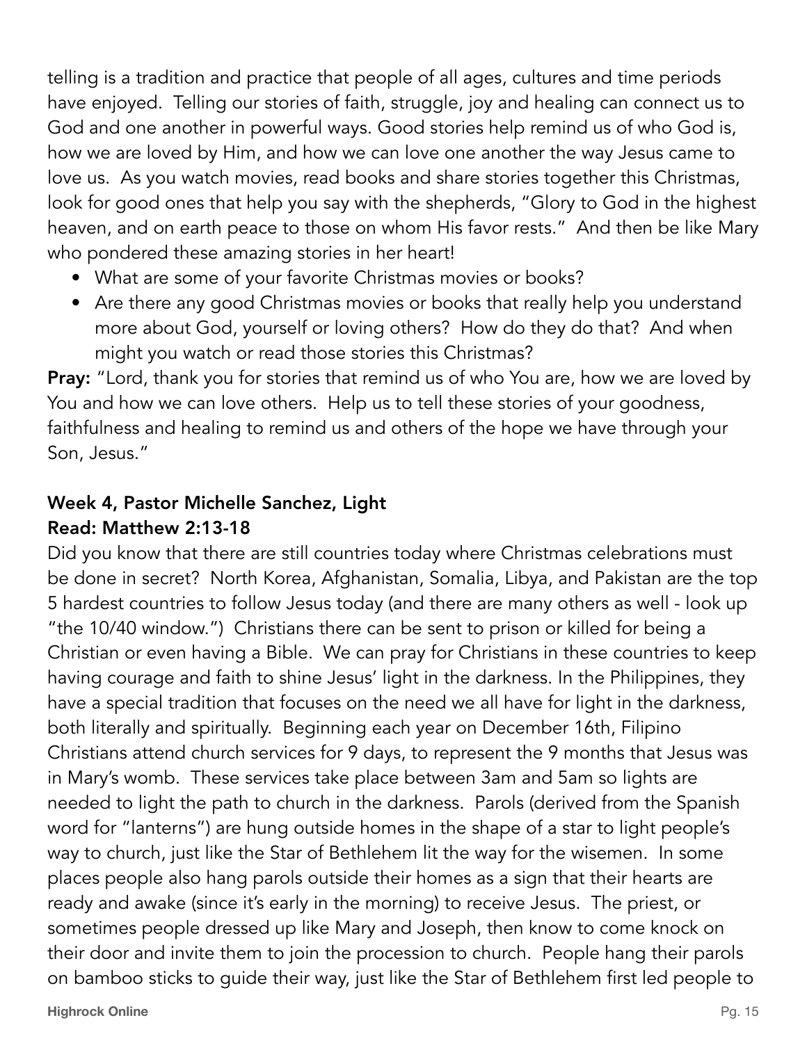telling is a tradition and practice that people of all ages, cultures and time periods have enjoyed. Telling our stories of faith, struggle, joy and healing can connect us to God and one another in powerful ways. Good stories help remind us of who God is, how we are loved by Him, and how we can love one another the way Jesus came to love us. As you watch movies, read books and share stories together this Christmas, look for good ones that help you say with the shepherds, "Glory to God in the highest heaven, and on earth peace to those on whom His favor rests." And then be like Mary who pondered these amazing stories in her heart!

- What are some of your favorite Christmas movies or books?
- Are there any good Christmas movies or books that really help you understand more about God, yourself or loving others? How do they do that? And when might you watch or read those stories this Christmas?

**Pray:** "Lord, thank you for stories that remind us of who You are, how we are loved by You and how we can love others. Help us to tell these stories of your goodness, faithfulness and healing to remind us and others of the hope we have through your Son, Jesus."

### Week 4, Pastor Michelle Sanchez, Light
### Read: Matthew 2:13-18

Did you know that there are still countries today where Christmas celebrations must be done in secret? North Korea, Afghanistan, Somalia, Libya, and Pakistan are the top 5 hardest countries to follow Jesus today (and there are many others as well - look up "the 10/40 window.") Christians there can be sent to prison or killed for being a Christian or even having a Bible. We can pray for Christians in these countries to keep having courage and faith to shine Jesus' light in the darkness. In the Philippines, they have a special tradition that focuses on the need we all have for light in the darkness, both literally and spiritually. Beginning each year on December 16th, Filipino Christians attend church services for 9 days, to represent the 9 months that Jesus was in Mary's womb. These services take place between 3am and 5am so lights are needed to light the path to church in the darkness. Parols (derived from the Spanish word for "lanterns") are hung outside homes in the shape of a star to light people's way to church, just like the Star of Bethlehem lit the way for the wisemen. In some places people also hang parols outside their homes as a sign that their hearts are ready and awake (since it's early in the morning) to receive Jesus. The priest, or sometimes people dressed up like Mary and Joseph, then know to come knock on their door and invite them to join the procession to church. People hang their parols on bamboo sticks to guide their way, just like the Star of Bethlehem first led people to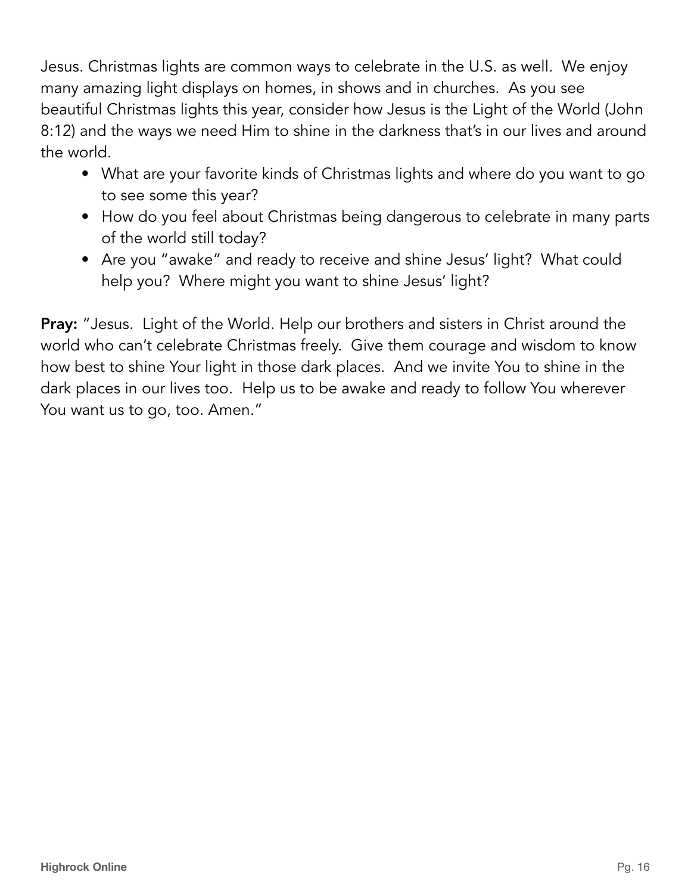Jesus. Christmas lights are common ways to celebrate in the U.S. as well. We enjoy many amazing light displays on homes, in shows and in churches. As you see beautiful Christmas lights this year, consider how Jesus is the Light of the World (John 8:12) and the ways we need Him to shine in the darkness that's in our lives and around the world.

- What are your favorite kinds of Christmas lights and where do you want to go to see some this year?
- How do you feel about Christmas being dangerous to celebrate in many parts of the world still today?
- Are you "awake" and ready to receive and shine Jesus' light? What could help you? Where might you want to shine Jesus' light?

**Pray:** "Jesus. Light of the World. Help our brothers and sisters in Christ around the world who can't celebrate Christmas freely. Give them courage and wisdom to know how best to shine Your light in those dark places. And we invite You to shine in the dark places in our lives too. Help us to be awake and ready to follow You wherever You want us to go, too. Amen."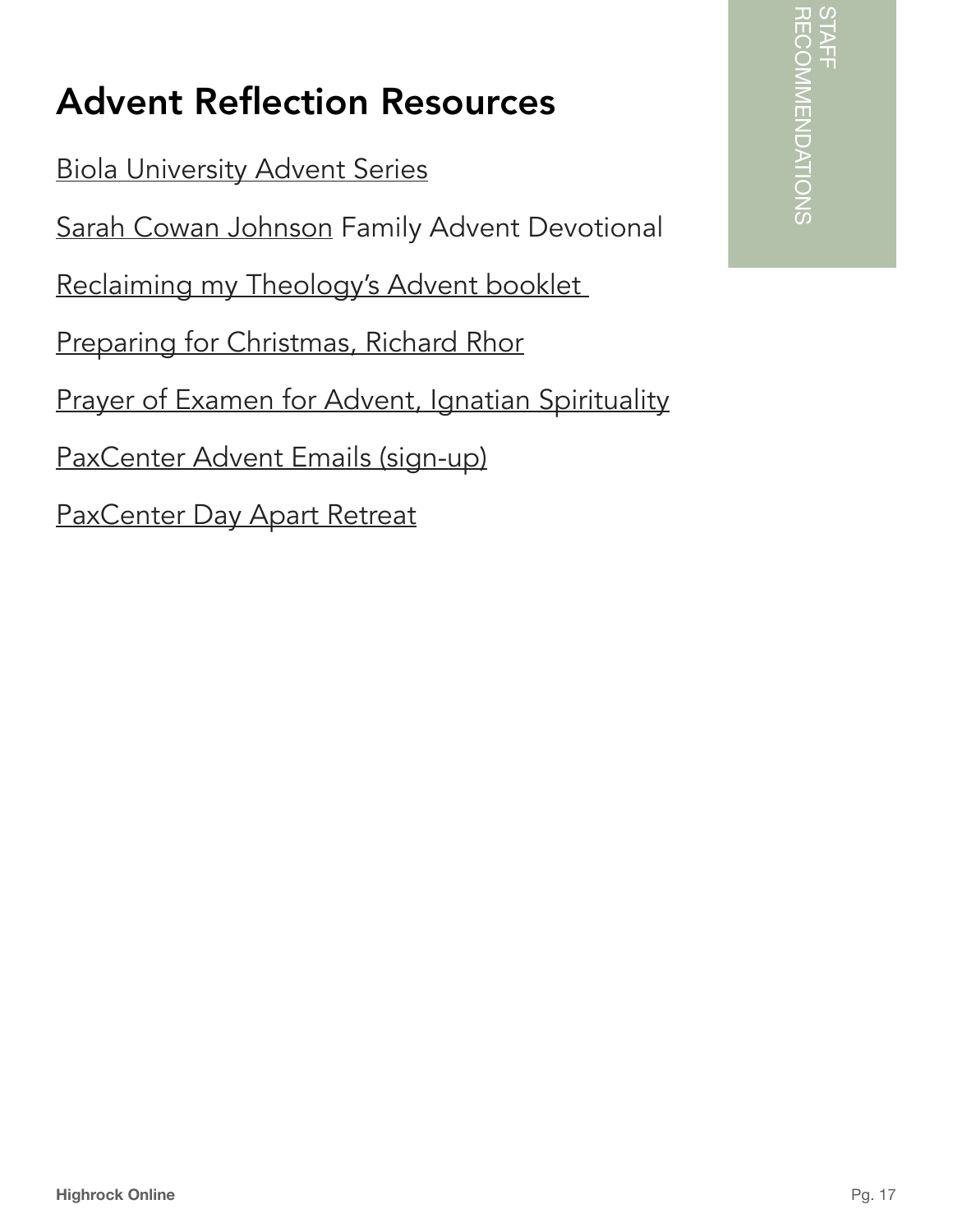# Advent Reflection Resources

Biola University Advent Series

Sarah Cowan Johnson Family Advent Devotional

Reclaiming my Theology's Advent booklet

Preparing for Christmas, Richard Rhor

Prayer of Examen for Advent, Ignatian Spirituality

PaxCenter Advent Emails (sign-up)

PaxCenter Day Apart Retreat